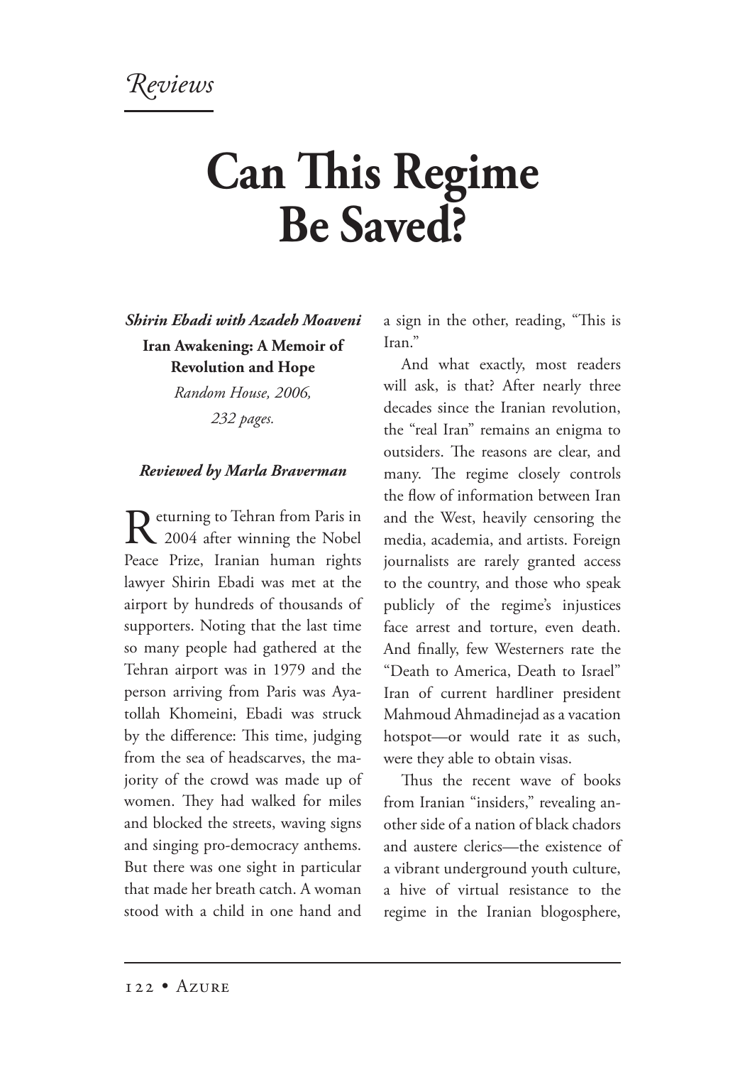*Reviews*

# Can This Regime Be Saved?

***Shirin Ebadi with Azadeh Moaveni***

**Iran Awakening: A Memoir of Revolution and Hope**

*Random House, 2006,*
*232 pages.*

***Reviewed by Marla Braverman***

Returning to Tehran from Paris in 2004 after winning the Nobel Peace Prize, Iranian human rights lawyer Shirin Ebadi was met at the airport by hundreds of thousands of supporters. Noting that the last time so many people had gathered at the Tehran airport was in 1979 and the person arriving from Paris was Ayatollah Khomeini, Ebadi was struck by the difference: This time, judging from the sea of headscarves, the majority of the crowd was made up of women. They had walked for miles and blocked the streets, waving signs and singing pro-democracy anthems. But there was one sight in particular that made her breath catch. A woman stood with a child in one hand and a sign in the other, reading, "This is Iran."

And what exactly, most readers will ask, is that? After nearly three decades since the Iranian revolution, the "real Iran" remains an enigma to outsiders. The reasons are clear, and many. The regime closely controls the flow of information between Iran and the West, heavily censoring the media, academia, and artists. Foreign journalists are rarely granted access to the country, and those who speak publicly of the regime's injustices face arrest and torture, even death. And finally, few Westerners rate the "Death to America, Death to Israel" Iran of current hardliner president Mahmoud Ahmadinejad as a vacation hotspot—or would rate it as such, were they able to obtain visas.

Thus the recent wave of books from Iranian "insiders," revealing another side of a nation of black chadors and austere clerics—the existence of a vibrant underground youth culture, a hive of virtual resistance to the regime in the Iranian blogosphere,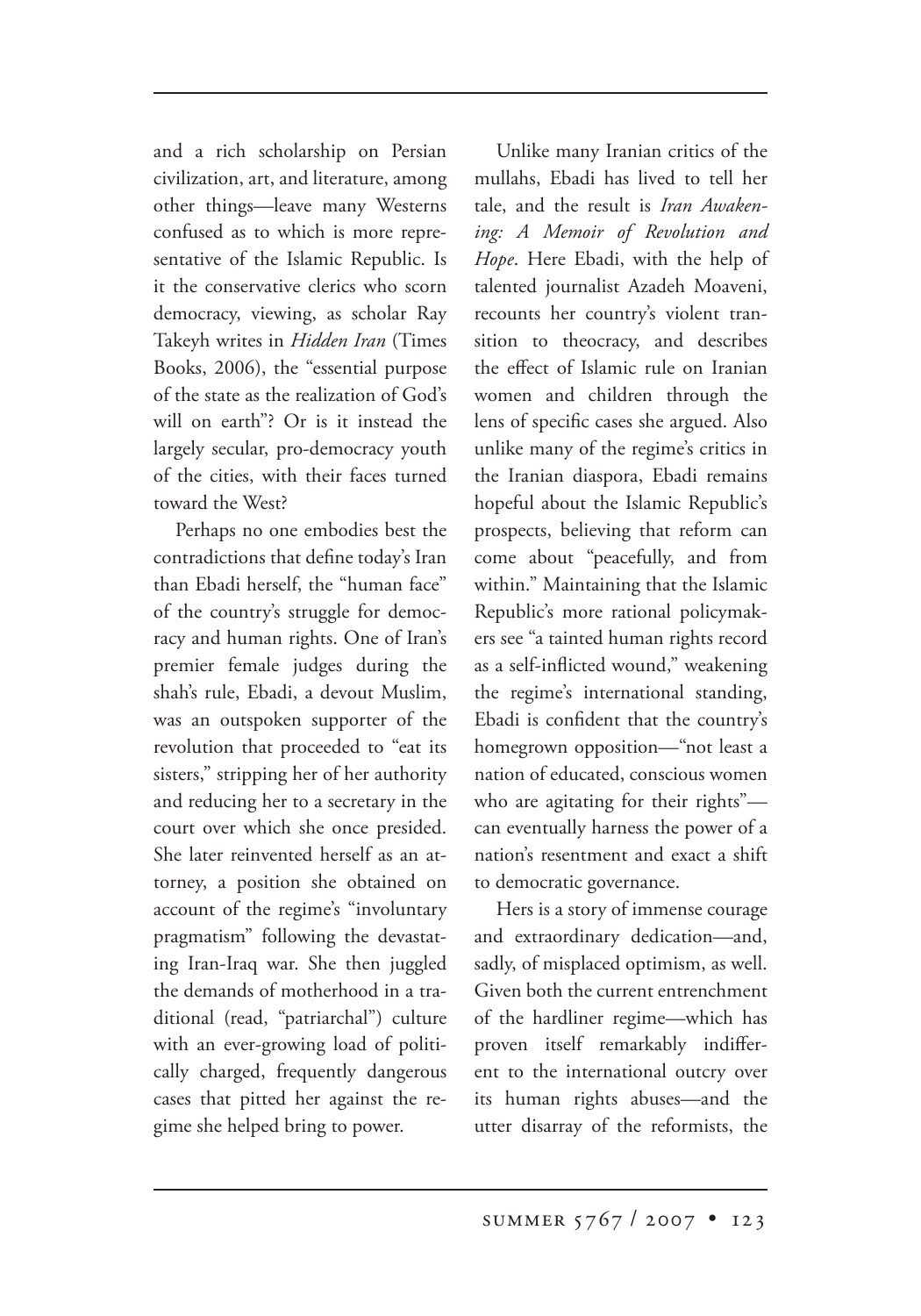and a rich scholarship on Persian civilization, art, and literature, among other things—leave many Westerns confused as to which is more representative of the Islamic Republic. Is it the conservative clerics who scorn democracy, viewing, as scholar Ray Takeyh writes in *Hidden Iran* (Times Books, 2006), the "essential purpose of the state as the realization of God's will on earth"? Or is it instead the largely secular, pro-democracy youth of the cities, with their faces turned toward the West?

Perhaps no one embodies best the contradictions that define today's Iran than Ebadi herself, the "human face" of the country's struggle for democracy and human rights. One of Iran's premier female judges during the shah's rule, Ebadi, a devout Muslim, was an outspoken supporter of the revolution that proceeded to "eat its sisters," stripping her of her authority and reducing her to a secretary in the court over which she once presided. She later reinvented herself as an attorney, a position she obtained on account of the regime's "involuntary pragmatism" following the devastating Iran-Iraq war. She then juggled the demands of motherhood in a traditional (read, "patriarchal") culture with an ever-growing load of politically charged, frequently dangerous cases that pitted her against the regime she helped bring to power.

Unlike many Iranian critics of the mullahs, Ebadi has lived to tell her tale, and the result is *Iran Awakening: A Memoir of Revolution and Hope*. Here Ebadi, with the help of talented journalist Azadeh Moaveni, recounts her country's violent transition to theocracy, and describes the effect of Islamic rule on Iranian women and children through the lens of specific cases she argued. Also unlike many of the regime's critics in the Iranian diaspora, Ebadi remains hopeful about the Islamic Republic's prospects, believing that reform can come about "peacefully, and from within." Maintaining that the Islamic Republic's more rational policymakers see "a tainted human rights record as a self-inflicted wound," weakening the regime's international standing, Ebadi is confident that the country's homegrown opposition—"not least a nation of educated, conscious women who are agitating for their rights"—can eventually harness the power of a nation's resentment and exact a shift to democratic governance.

Hers is a story of immense courage and extraordinary dedication—and, sadly, of misplaced optimism, as well. Given both the current entrenchment of the hardliner regime—which has proven itself remarkably indifferent to the international outcry over its human rights abuses—and the utter disarray of the reformists, the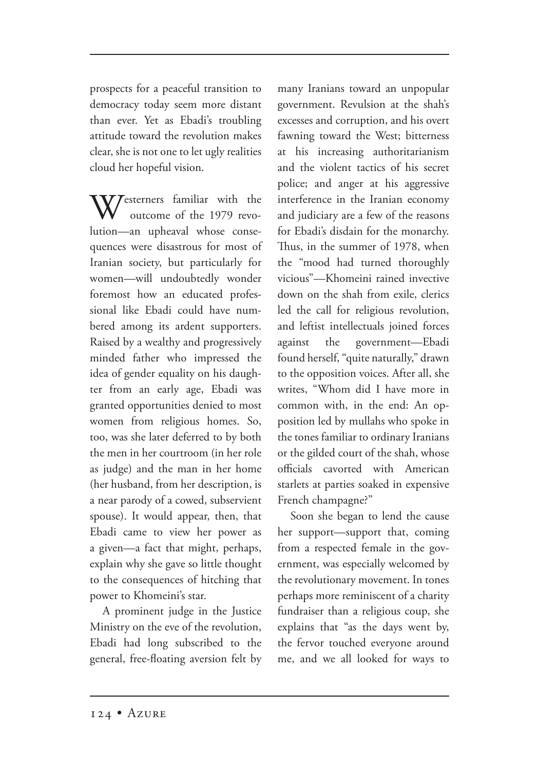prospects for a peaceful transition to democracy today seem more distant than ever. Yet as Ebadi's troubling attitude toward the revolution makes clear, she is not one to let ugly realities cloud her hopeful vision.

Westerners familiar with the outcome of the 1979 revolution—an upheaval whose consequences were disastrous for most of Iranian society, but particularly for women—will undoubtedly wonder foremost how an educated professional like Ebadi could have numbered among its ardent supporters. Raised by a wealthy and progressively minded father who impressed the idea of gender equality on his daughter from an early age, Ebadi was granted opportunities denied to most women from religious homes. So, too, was she later deferred to by both the men in her courtroom (in her role as judge) and the man in her home (her husband, from her description, is a near parody of a cowed, subservient spouse). It would appear, then, that Ebadi came to view her power as a given—a fact that might, perhaps, explain why she gave so little thought to the consequences of hitching that power to Khomeini's star.

A prominent judge in the Justice Ministry on the eve of the revolution, Ebadi had long subscribed to the general, free-floating aversion felt by many Iranians toward an unpopular government. Revulsion at the shah's excesses and corruption, and his overt fawning toward the West; bitterness at his increasing authoritarianism and the violent tactics of his secret police; and anger at his aggressive interference in the Iranian economy and judiciary are a few of the reasons for Ebadi's disdain for the monarchy. Thus, in the summer of 1978, when the "mood had turned thoroughly vicious"—Khomeini rained invective down on the shah from exile, clerics led the call for religious revolution, and leftist intellectuals joined forces against the government—Ebadi found herself, "quite naturally," drawn to the opposition voices. After all, she writes, "Whom did I have more in common with, in the end: An opposition led by mullahs who spoke in the tones familiar to ordinary Iranians or the gilded court of the shah, whose officials cavorted with American starlets at parties soaked in expensive French champagne?"

Soon she began to lend the cause her support—support that, coming from a respected female in the government, was especially welcomed by the revolutionary movement. In tones perhaps more reminiscent of a charity fundraiser than a religious coup, she explains that "as the days went by, the fervor touched everyone around me, and we all looked for ways to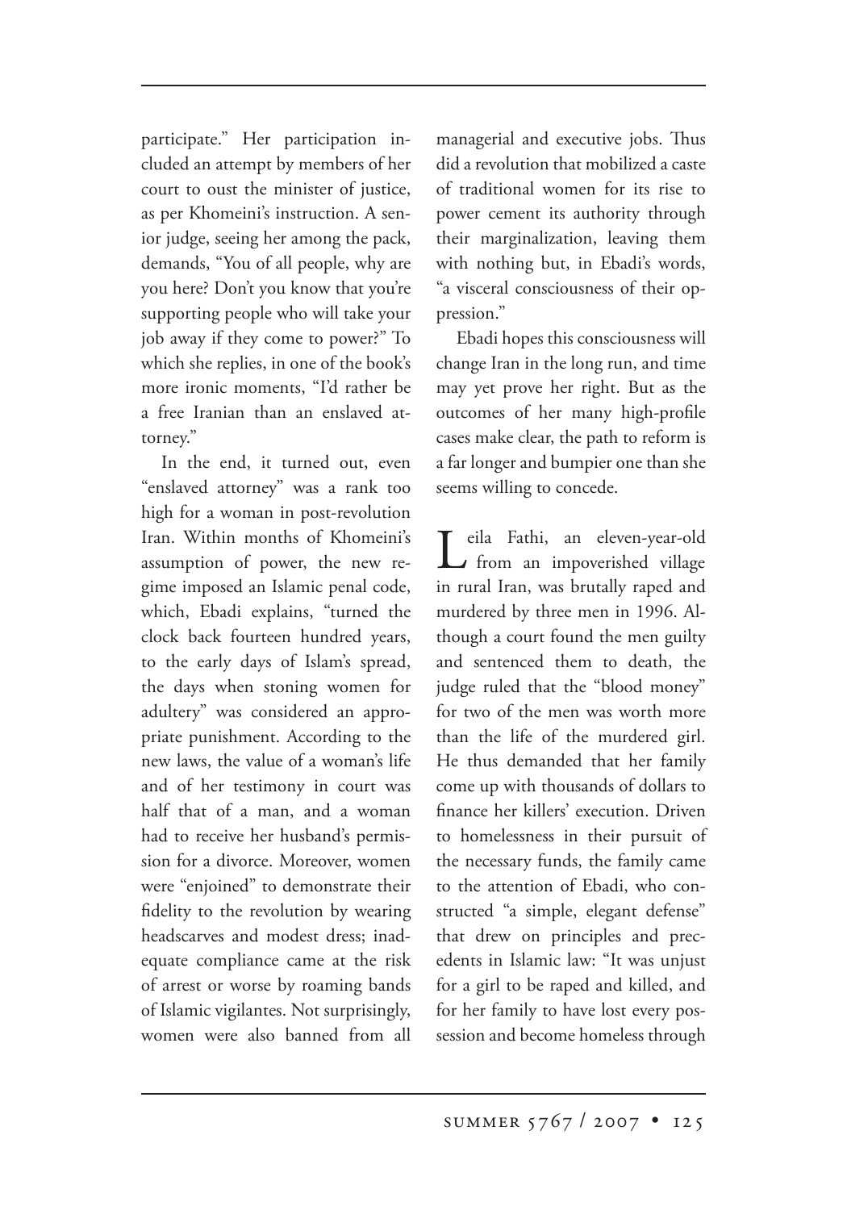participate." Her participation included an attempt by members of her court to oust the minister of justice, as per Khomeini's instruction. A senior judge, seeing her among the pack, demands, "You of all people, why are you here? Don't you know that you're supporting people who will take your job away if they come to power?" To which she replies, in one of the book's more ironic moments, "I'd rather be a free Iranian than an enslaved attorney."

In the end, it turned out, even "enslaved attorney" was a rank too high for a woman in post-revolution Iran. Within months of Khomeini's assumption of power, the new regime imposed an Islamic penal code, which, Ebadi explains, "turned the clock back fourteen hundred years, to the early days of Islam's spread, the days when stoning women for adultery" was considered an appropriate punishment. According to the new laws, the value of a woman's life and of her testimony in court was half that of a man, and a woman had to receive her husband's permission for a divorce. Moreover, women were "enjoined" to demonstrate their fidelity to the revolution by wearing headscarves and modest dress; inadequate compliance came at the risk of arrest or worse by roaming bands of Islamic vigilantes. Not surprisingly, women were also banned from all managerial and executive jobs. Thus did a revolution that mobilized a caste of traditional women for its rise to power cement its authority through their marginalization, leaving them with nothing but, in Ebadi's words, "a visceral consciousness of their oppression."

Ebadi hopes this consciousness will change Iran in the long run, and time may yet prove her right. But as the outcomes of her many high-profile cases make clear, the path to reform is a far longer and bumpier one than she seems willing to concede.

Leila Fathi, an eleven-year-old from an impoverished village in rural Iran, was brutally raped and murdered by three men in 1996. Although a court found the men guilty and sentenced them to death, the judge ruled that the "blood money" for two of the men was worth more than the life of the murdered girl. He thus demanded that her family come up with thousands of dollars to finance her killers' execution. Driven to homelessness in their pursuit of the necessary funds, the family came to the attention of Ebadi, who constructed "a simple, elegant defense" that drew on principles and precedents in Islamic law: "It was unjust for a girl to be raped and killed, and for her family to have lost every possession and become homeless through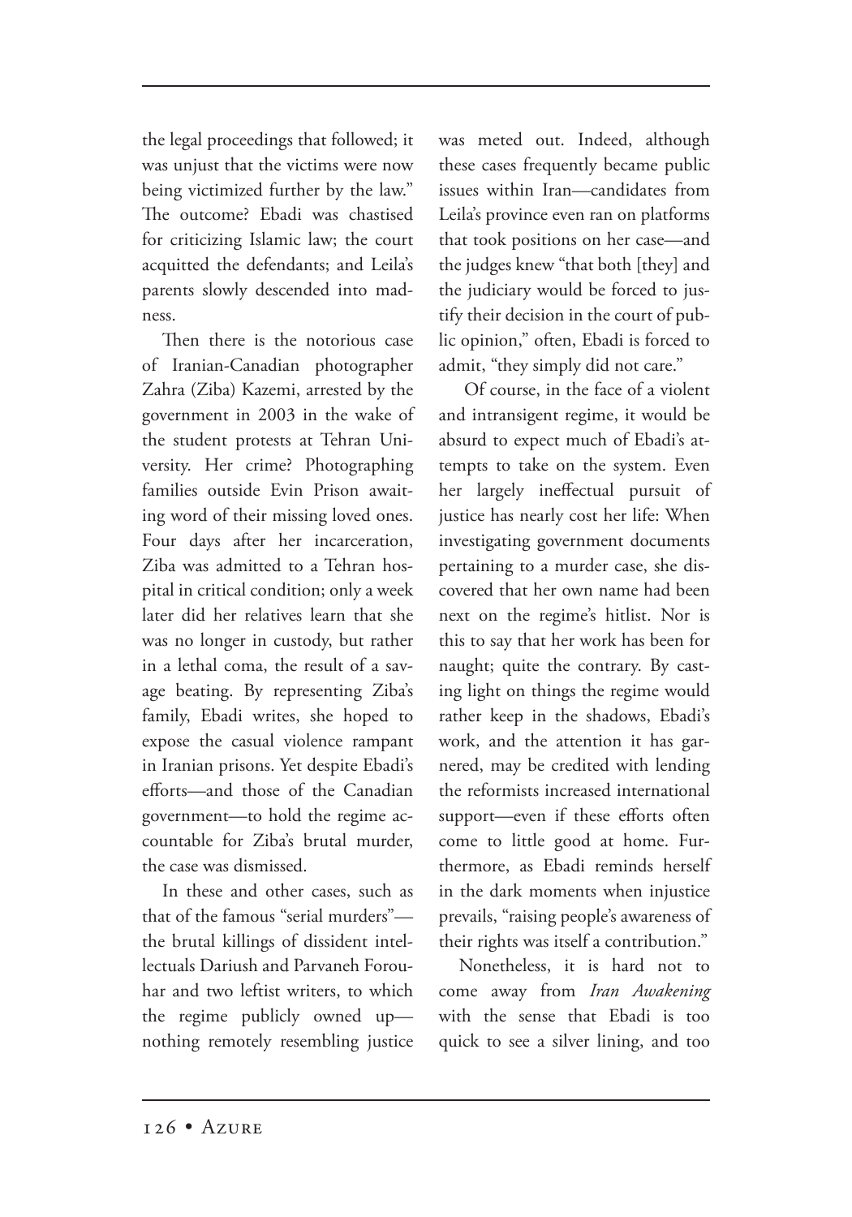the legal proceedings that followed; it was unjust that the victims were now being victimized further by the law." The outcome? Ebadi was chastised for criticizing Islamic law; the court acquitted the defendants; and Leila's parents slowly descended into madness.

Then there is the notorious case of Iranian-Canadian photographer Zahra (Ziba) Kazemi, arrested by the government in 2003 in the wake of the student protests at Tehran University. Her crime? Photographing families outside Evin Prison awaiting word of their missing loved ones. Four days after her incarceration, Ziba was admitted to a Tehran hospital in critical condition; only a week later did her relatives learn that she was no longer in custody, but rather in a lethal coma, the result of a savage beating. By representing Ziba's family, Ebadi writes, she hoped to expose the casual violence rampant in Iranian prisons. Yet despite Ebadi's efforts—and those of the Canadian government—to hold the regime accountable for Ziba's brutal murder, the case was dismissed.

In these and other cases, such as that of the famous "serial murders"—the brutal killings of dissident intellectuals Dariush and Parvaneh Forouhar and two leftist writers, to which the regime publicly owned up—nothing remotely resembling justice was meted out. Indeed, although these cases frequently became public issues within Iran—candidates from Leila's province even ran on platforms that took positions on her case—and the judges knew "that both [they] and the judiciary would be forced to justify their decision in the court of public opinion," often, Ebadi is forced to admit, "they simply did not care."

Of course, in the face of a violent and intransigent regime, it would be absurd to expect much of Ebadi's attempts to take on the system. Even her largely ineffectual pursuit of justice has nearly cost her life: When investigating government documents pertaining to a murder case, she discovered that her own name had been next on the regime's hitlist. Nor is this to say that her work has been for naught; quite the contrary. By casting light on things the regime would rather keep in the shadows, Ebadi's work, and the attention it has garnered, may be credited with lending the reformists increased international support—even if these efforts often come to little good at home. Furthermore, as Ebadi reminds herself in the dark moments when injustice prevails, "raising people's awareness of their rights was itself a contribution."

Nonetheless, it is hard not to come away from *Iran Awakening* with the sense that Ebadi is too quick to see a silver lining, and too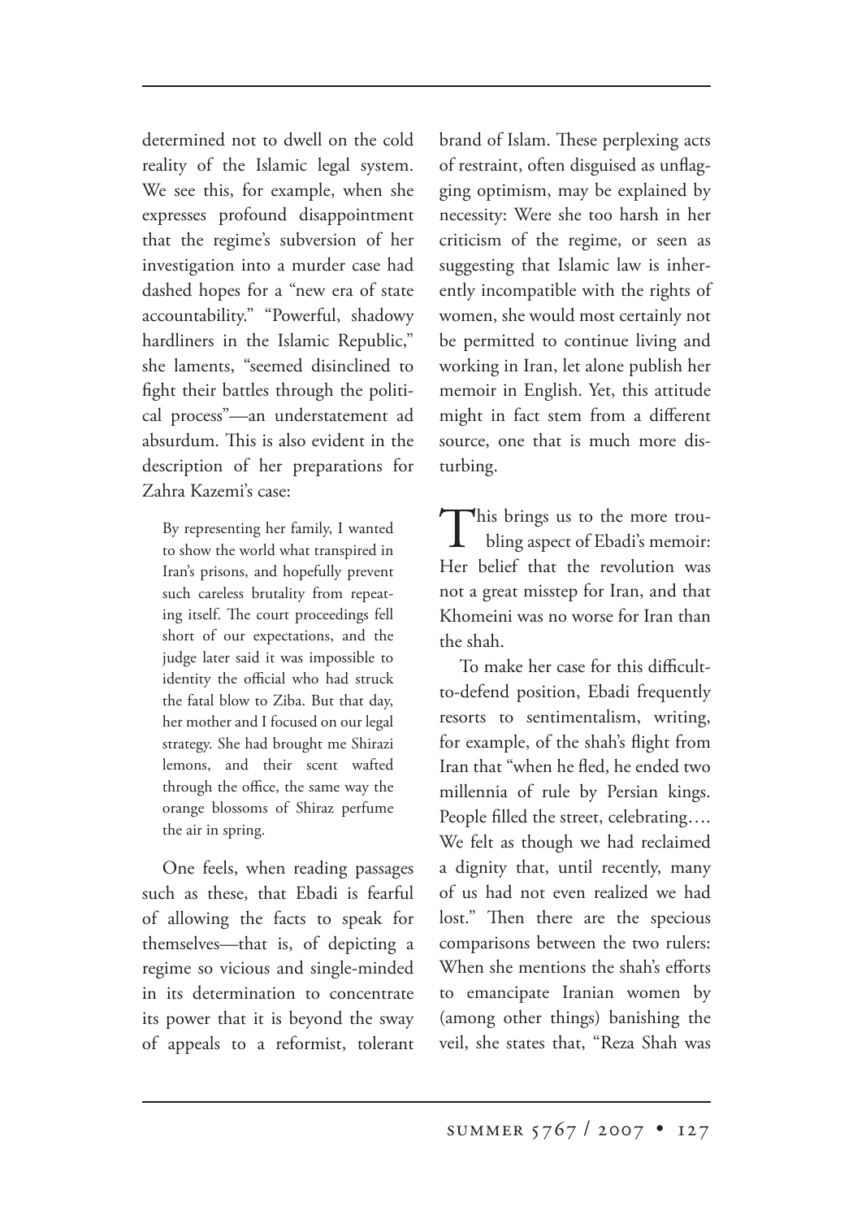determined not to dwell on the cold reality of the Islamic legal system. We see this, for example, when she expresses profound disappointment that the regime's subversion of her investigation into a murder case had dashed hopes for a "new era of state accountability." "Powerful, shadowy hardliners in the Islamic Republic," she laments, "seemed disinclined to fight their battles through the political process"—an understatement ad absurdum. This is also evident in the description of her preparations for Zahra Kazemi's case:

> By representing her family, I wanted to show the world what transpired in Iran's prisons, and hopefully prevent such careless brutality from repeating itself. The court proceedings fell short of our expectations, and the judge later said it was impossible to identity the official who had struck the fatal blow to Ziba. But that day, her mother and I focused on our legal strategy. She had brought me Shirazi lemons, and their scent wafted through the office, the same way the orange blossoms of Shiraz perfume the air in spring.

One feels, when reading passages such as these, that Ebadi is fearful of allowing the facts to speak for themselves—that is, of depicting a regime so vicious and single-minded in its determination to concentrate its power that it is beyond the sway of appeals to a reformist, tolerant brand of Islam. These perplexing acts of restraint, often disguised as unflagging optimism, may be explained by necessity: Were she too harsh in her criticism of the regime, or seen as suggesting that Islamic law is inherently incompatible with the rights of women, she would most certainly not be permitted to continue living and working in Iran, let alone publish her memoir in English. Yet, this attitude might in fact stem from a different source, one that is much more disturbing.

This brings us to the more troubling aspect of Ebadi's memoir: Her belief that the revolution was not a great misstep for Iran, and that Khomeini was no worse for Iran than the shah.

To make her case for this difficult-to-defend position, Ebadi frequently resorts to sentimentalism, writing, for example, of the shah's flight from Iran that "when he fled, he ended two millennia of rule by Persian kings. People filled the street, celebrating…. We felt as though we had reclaimed a dignity that, until recently, many of us had not even realized we had lost." Then there are the specious comparisons between the two rulers: When she mentions the shah's efforts to emancipate Iranian women by (among other things) banishing the veil, she states that, "Reza Shah was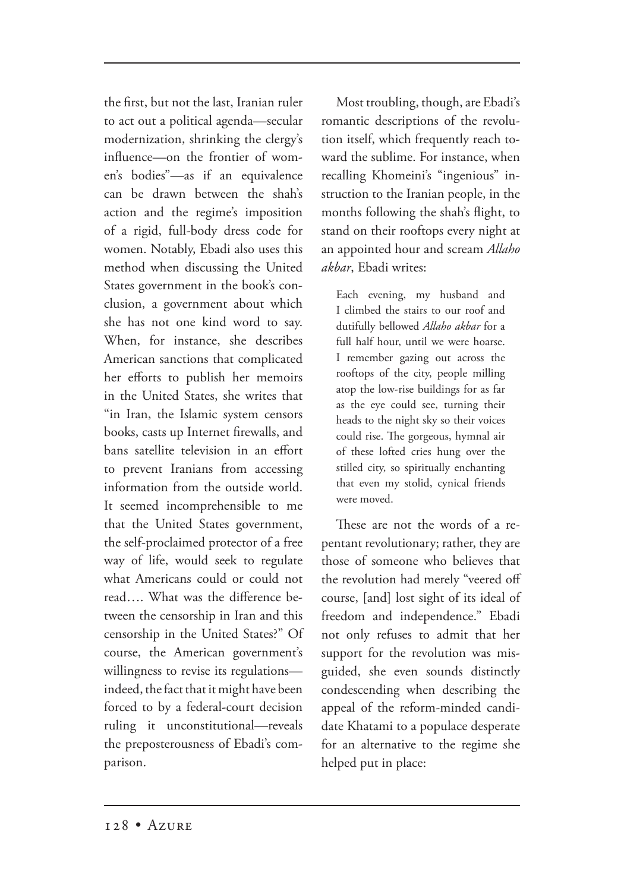the first, but not the last, Iranian ruler to act out a political agenda—secular modernization, shrinking the clergy's influence—on the frontier of women's bodies"—as if an equivalence can be drawn between the shah's action and the regime's imposition of a rigid, full-body dress code for women. Notably, Ebadi also uses this method when discussing the United States government in the book's conclusion, a government about which she has not one kind word to say. When, for instance, she describes American sanctions that complicated her efforts to publish her memoirs in the United States, she writes that "in Iran, the Islamic system censors books, casts up Internet firewalls, and bans satellite television in an effort to prevent Iranians from accessing information from the outside world. It seemed incomprehensible to me that the United States government, the self-proclaimed protector of a free way of life, would seek to regulate what Americans could or could not read…. What was the difference between the censorship in Iran and this censorship in the United States?" Of course, the American government's willingness to revise its regulations—indeed, the fact that it might have been forced to by a federal-court decision ruling it unconstitutional—reveals the preposterousness of Ebadi's comparison.

Most troubling, though, are Ebadi's romantic descriptions of the revolution itself, which frequently reach toward the sublime. For instance, when recalling Khomeini's "ingenious" instruction to the Iranian people, in the months following the shah's flight, to stand on their rooftops every night at an appointed hour and scream *Allaho akbar*, Ebadi writes:

> Each evening, my husband and I climbed the stairs to our roof and dutifully bellowed *Allaho akbar* for a full half hour, until we were hoarse. I remember gazing out across the rooftops of the city, people milling atop the low-rise buildings for as far as the eye could see, turning their heads to the night sky so their voices could rise. The gorgeous, hymnal air of these lofted cries hung over the stilled city, so spiritually enchanting that even my stolid, cynical friends were moved.

These are not the words of a repentant revolutionary; rather, they are those of someone who believes that the revolution had merely "veered off course, [and] lost sight of its ideal of freedom and independence." Ebadi not only refuses to admit that her support for the revolution was misguided, she even sounds distinctly condescending when describing the appeal of the reform-minded candidate Khatami to a populace desperate for an alternative to the regime she helped put in place: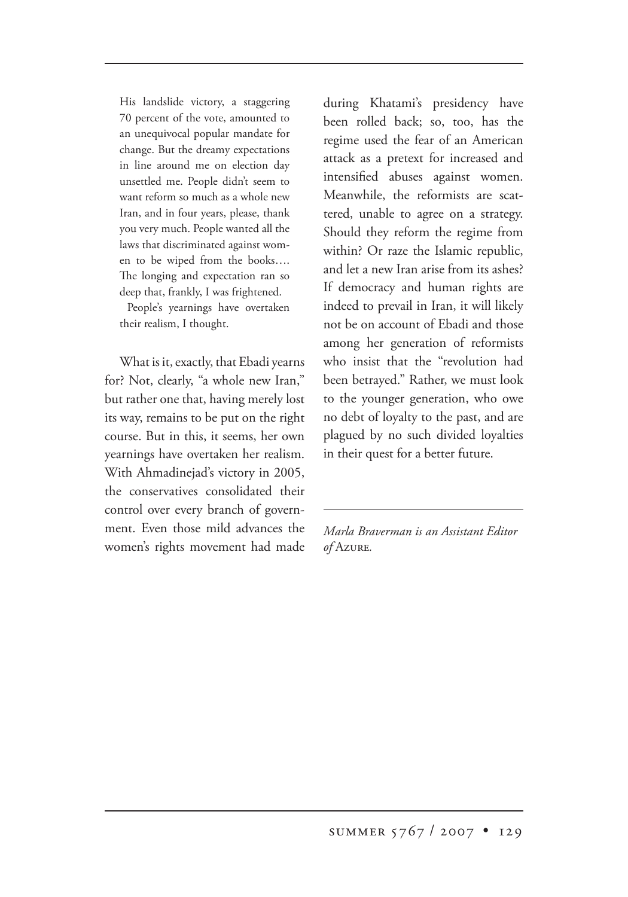> His landslide victory, a staggering 70 percent of the vote, amounted to an unequivocal popular mandate for change. But the dreamy expectations in line around me on election day unsettled me. People didn't seem to want reform so much as a whole new Iran, and in four years, please, thank you very much. People wanted all the laws that discriminated against women to be wiped from the books…. The longing and expectation ran so deep that, frankly, I was frightened.
>
> People's yearnings have overtaken their realism, I thought.

What is it, exactly, that Ebadi yearns for? Not, clearly, "a whole new Iran," but rather one that, having merely lost its way, remains to be put on the right course. But in this, it seems, her own yearnings have overtaken her realism. With Ahmadinejad's victory in 2005, the conservatives consolidated their control over every branch of government. Even those mild advances the women's rights movement had made during Khatami's presidency have been rolled back; so, too, has the regime used the fear of an American attack as a pretext for increased and intensified abuses against women. Meanwhile, the reformists are scattered, unable to agree on a strategy. Should they reform the regime from within? Or raze the Islamic republic, and let a new Iran arise from its ashes? If democracy and human rights are indeed to prevail in Iran, it will likely not be on account of Ebadi and those among her generation of reformists who insist that the "revolution had been betrayed." Rather, we must look to the younger generation, who owe no debt of loyalty to the past, and are plagued by no such divided loyalties in their quest for a better future.

---

*Marla Braverman is an Assistant Editor of* Azure.